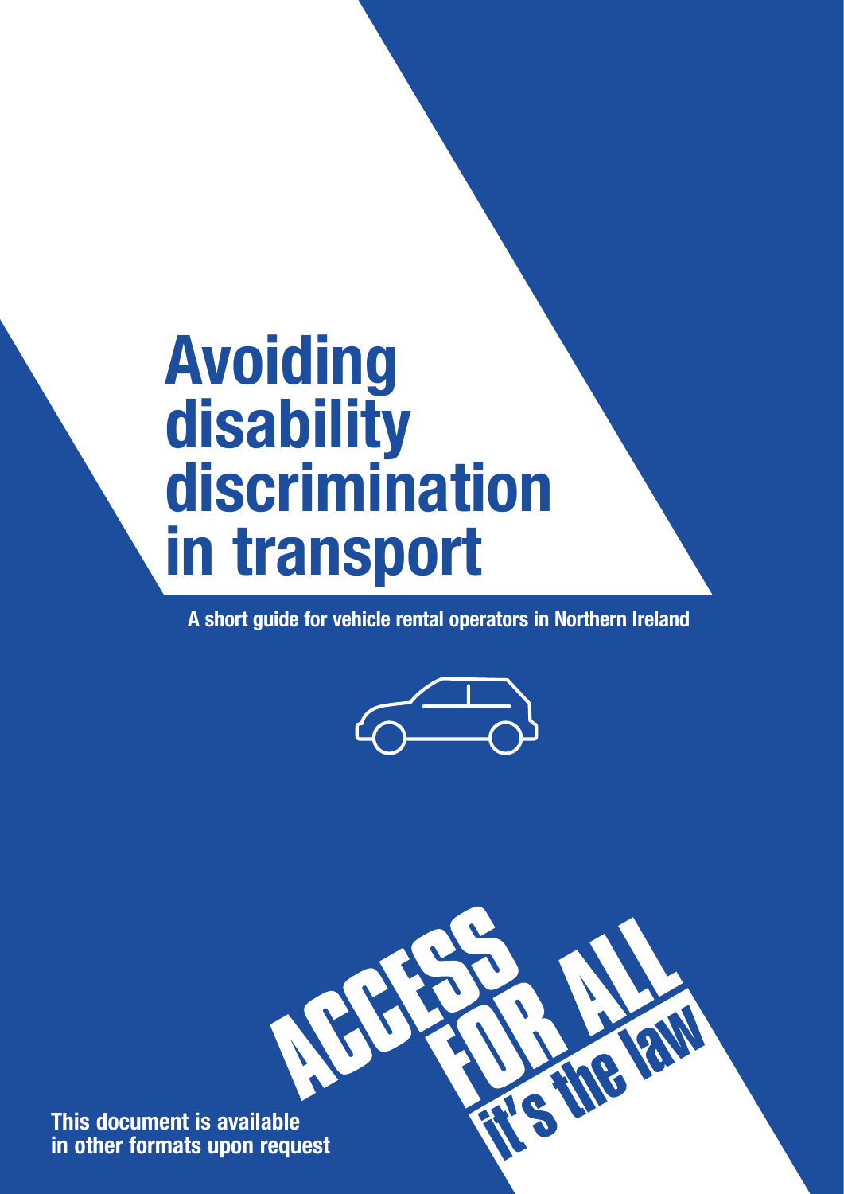# Avoiding disability discrimination in transport

**A short guide for vehicle rental operators in Northern Ireland**

ACCESS FOR ALL it's the law

**This document is available in other formats upon request**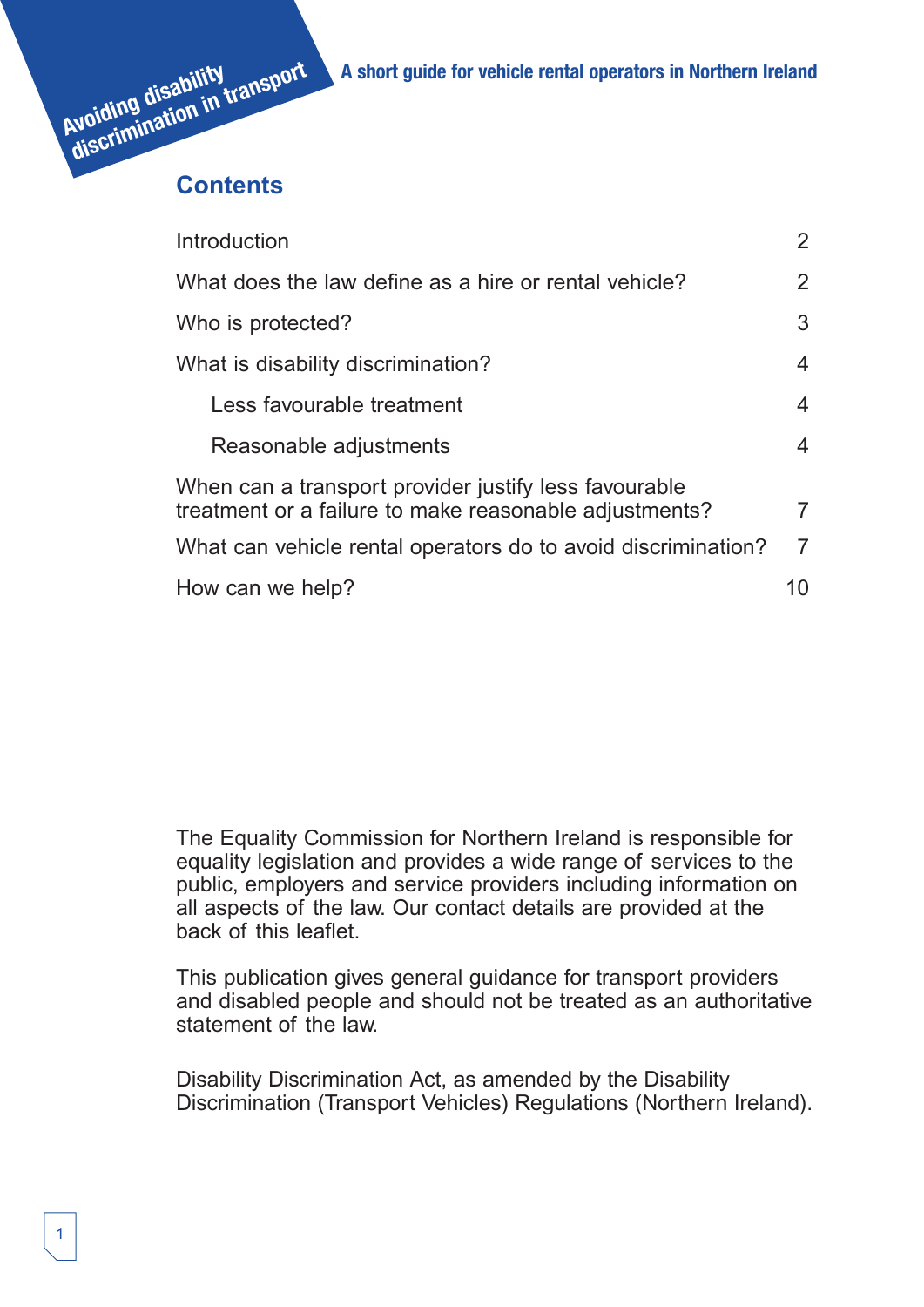# Avoiding disability discrimination in transport

A short guide for vehicle rental operators in Northern Ireland

## Contents

| | |
|---|---|
| Introduction | 2 |
| What does the law define as a hire or rental vehicle? | 2 |
| Who is protected? | 3 |
| What is disability discrimination? | 4 |
| Less favourable treatment | 4 |
| Reasonable adjustments | 4 |
| When can a transport provider justify less favourable treatment or a failure to make reasonable adjustments? | 7 |
| What can vehicle rental operators do to avoid discrimination? | 7 |
| How can we help? | 10 |

The Equality Commission for Northern Ireland is responsible for equality legislation and provides a wide range of services to the public, employers and service providers including information on all aspects of the law. Our contact details are provided at the back of this leaflet.

This publication gives general guidance for transport providers and disabled people and should not be treated as an authoritative statement of the law.

Disability Discrimination Act, as amended by the Disability Discrimination (Transport Vehicles) Regulations (Northern Ireland).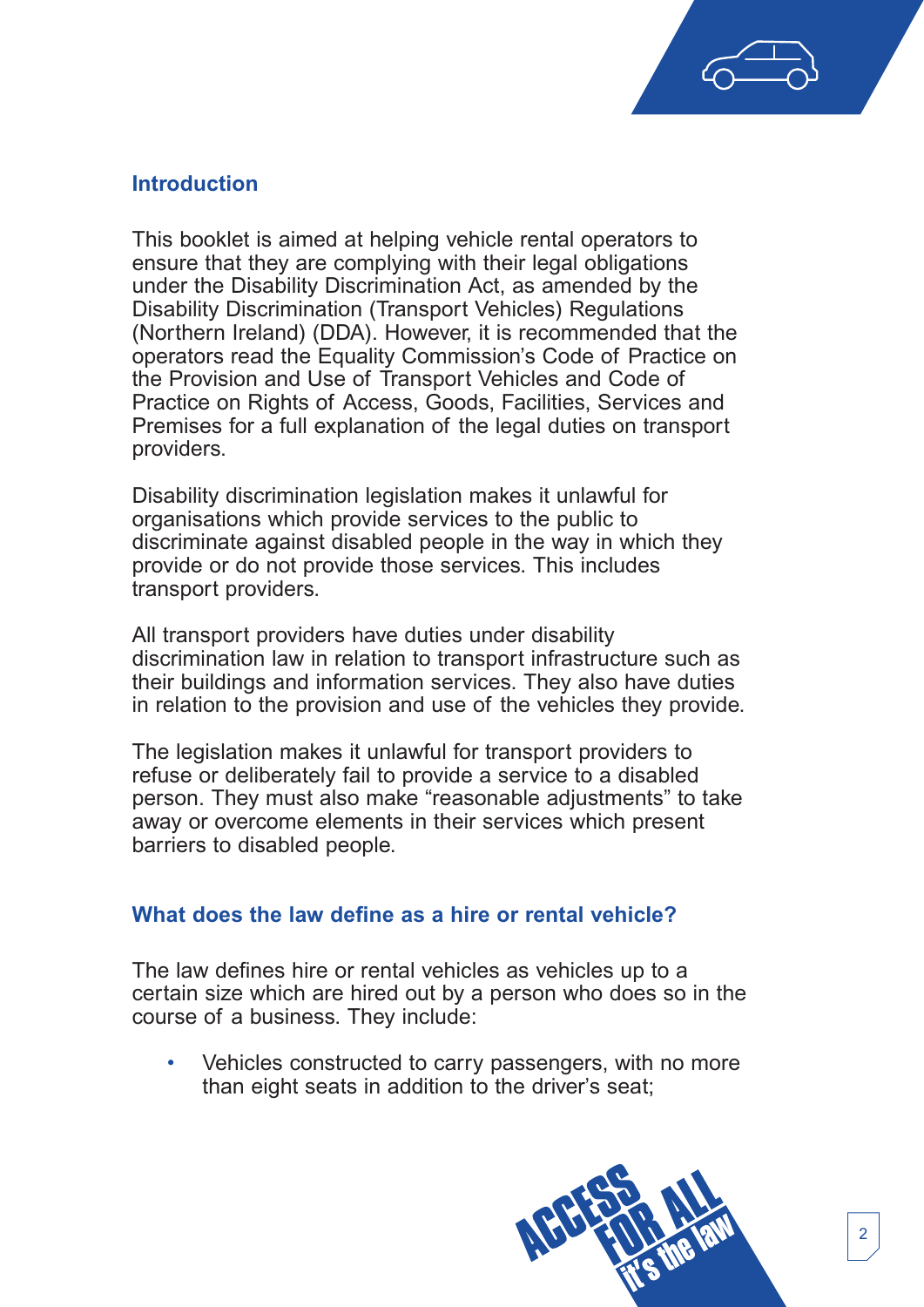## Introduction

This booklet is aimed at helping vehicle rental operators to ensure that they are complying with their legal obligations under the Disability Discrimination Act, as amended by the Disability Discrimination (Transport Vehicles) Regulations (Northern Ireland) (DDA). However, it is recommended that the operators read the Equality Commission's Code of Practice on the Provision and Use of Transport Vehicles and Code of Practice on Rights of Access, Goods, Facilities, Services and Premises for a full explanation of the legal duties on transport providers.

Disability discrimination legislation makes it unlawful for organisations which provide services to the public to discriminate against disabled people in the way in which they provide or do not provide those services. This includes transport providers.

All transport providers have duties under disability discrimination law in relation to transport infrastructure such as their buildings and information services. They also have duties in relation to the provision and use of the vehicles they provide.

The legislation makes it unlawful for transport providers to refuse or deliberately fail to provide a service to a disabled person. They must also make "reasonable adjustments" to take away or overcome elements in their services which present barriers to disabled people.

## What does the law define as a hire or rental vehicle?

The law defines hire or rental vehicles as vehicles up to a certain size which are hired out by a person who does so in the course of a business. They include:

- Vehicles constructed to carry passengers, with no more than eight seats in addition to the driver's seat;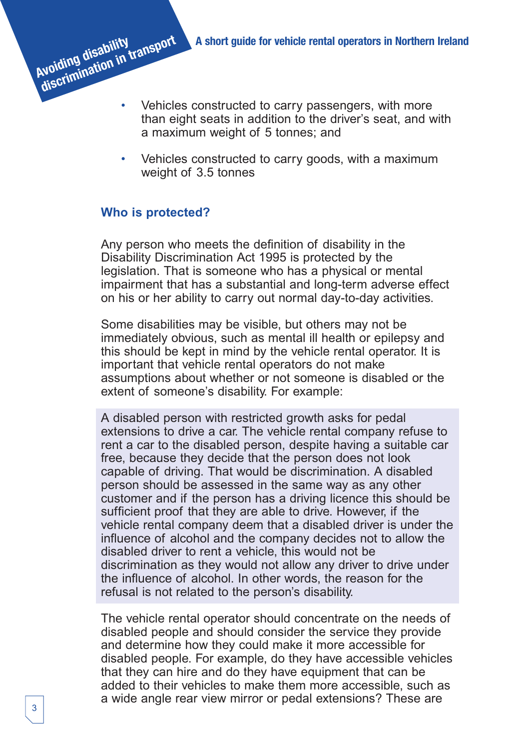- Vehicles constructed to carry passengers, with more than eight seats in addition to the driver's seat, and with a maximum weight of 5 tonnes; and
- Vehicles constructed to carry goods, with a maximum weight of 3.5 tonnes

## Who is protected?

Any person who meets the definition of disability in the Disability Discrimination Act 1995 is protected by the legislation. That is someone who has a physical or mental impairment that has a substantial and long-term adverse effect on his or her ability to carry out normal day-to-day activities.

Some disabilities may be visible, but others may not be immediately obvious, such as mental ill health or epilepsy and this should be kept in mind by the vehicle rental operator. It is important that vehicle rental operators do not make assumptions about whether or not someone is disabled or the extent of someone's disability. For example:

> A disabled person with restricted growth asks for pedal extensions to drive a car. The vehicle rental company refuse to rent a car to the disabled person, despite having a suitable car free, because they decide that the person does not look capable of driving. That would be discrimination. A disabled person should be assessed in the same way as any other customer and if the person has a driving licence this should be sufficient proof that they are able to drive. However, if the vehicle rental company deem that a disabled driver is under the influence of alcohol and the company decides not to allow the disabled driver to rent a vehicle, this would not be discrimination as they would not allow any driver to drive under the influence of alcohol. In other words, the reason for the refusal is not related to the person's disability.

The vehicle rental operator should concentrate on the needs of disabled people and should consider the service they provide and determine how they could make it more accessible for disabled people. For example, do they have accessible vehicles that they can hire and do they have equipment that can be added to their vehicles to make them more accessible, such as a wide angle rear view mirror or pedal extensions? These are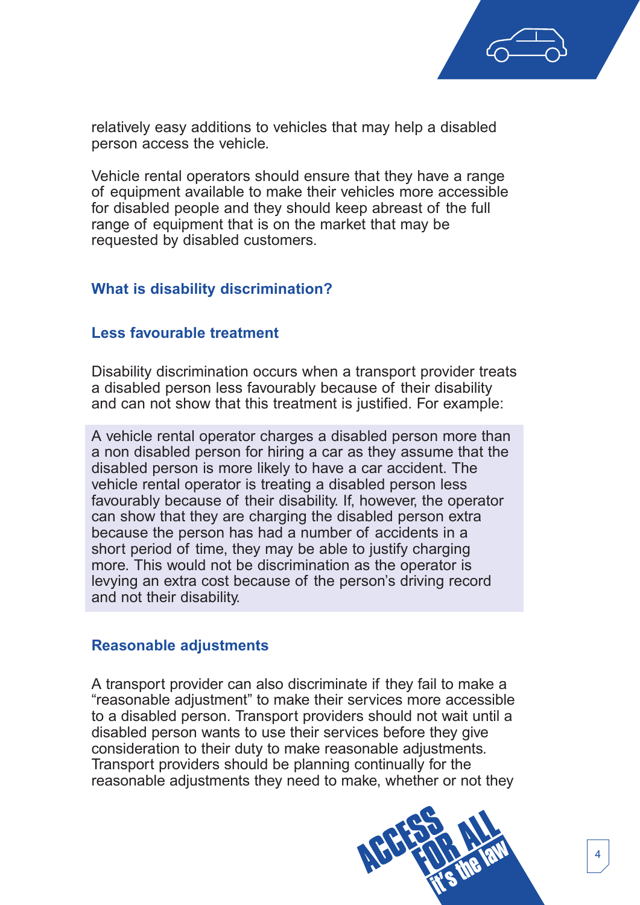relatively easy additions to vehicles that may help a disabled person access the vehicle.

Vehicle rental operators should ensure that they have a range of equipment available to make their vehicles more accessible for disabled people and they should keep abreast of the full range of equipment that is on the market that may be requested by disabled customers.

## What is disability discrimination?

### Less favourable treatment

Disability discrimination occurs when a transport provider treats a disabled person less favourably because of their disability and can not show that this treatment is justified. For example:

> A vehicle rental operator charges a disabled person more than a non disabled person for hiring a car as they assume that the disabled person is more likely to have a car accident. The vehicle rental operator is treating a disabled person less favourably because of their disability. If, however, the operator can show that they are charging the disabled person extra because the person has had a number of accidents in a short period of time, they may be able to justify charging more. This would not be discrimination as the operator is levying an extra cost because of the person's driving record and not their disability.

### Reasonable adjustments

A transport provider can also discriminate if they fail to make a "reasonable adjustment" to make their services more accessible to a disabled person. Transport providers should not wait until a disabled person wants to use their services before they give consideration to their duty to make reasonable adjustments. Transport providers should be planning continually for the reasonable adjustments they need to make, whether or not they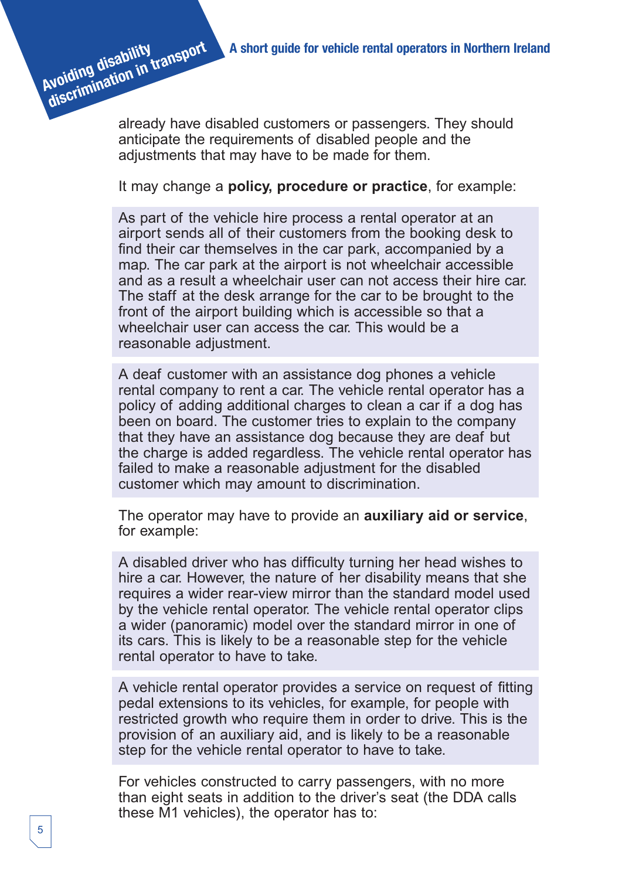already have disabled customers or passengers. They should anticipate the requirements of disabled people and the adjustments that may have to be made for them.

It may change a **policy, procedure or practice**, for example:

As part of the vehicle hire process a rental operator at an airport sends all of their customers from the booking desk to find their car themselves in the car park, accompanied by a map. The car park at the airport is not wheelchair accessible and as a result a wheelchair user can not access their hire car. The staff at the desk arrange for the car to be brought to the front of the airport building which is accessible so that a wheelchair user can access the car. This would be a reasonable adjustment.

A deaf customer with an assistance dog phones a vehicle rental company to rent a car. The vehicle rental operator has a policy of adding additional charges to clean a car if a dog has been on board. The customer tries to explain to the company that they have an assistance dog because they are deaf but the charge is added regardless. The vehicle rental operator has failed to make a reasonable adjustment for the disabled customer which may amount to discrimination.

The operator may have to provide an **auxiliary aid or service**, for example:

A disabled driver who has difficulty turning her head wishes to hire a car. However, the nature of her disability means that she requires a wider rear-view mirror than the standard model used by the vehicle rental operator. The vehicle rental operator clips a wider (panoramic) model over the standard mirror in one of its cars. This is likely to be a reasonable step for the vehicle rental operator to have to take.

A vehicle rental operator provides a service on request of fitting pedal extensions to its vehicles, for example, for people with restricted growth who require them in order to drive. This is the provision of an auxiliary aid, and is likely to be a reasonable step for the vehicle rental operator to have to take.

For vehicles constructed to carry passengers, with no more than eight seats in addition to the driver's seat (the DDA calls these M1 vehicles), the operator has to: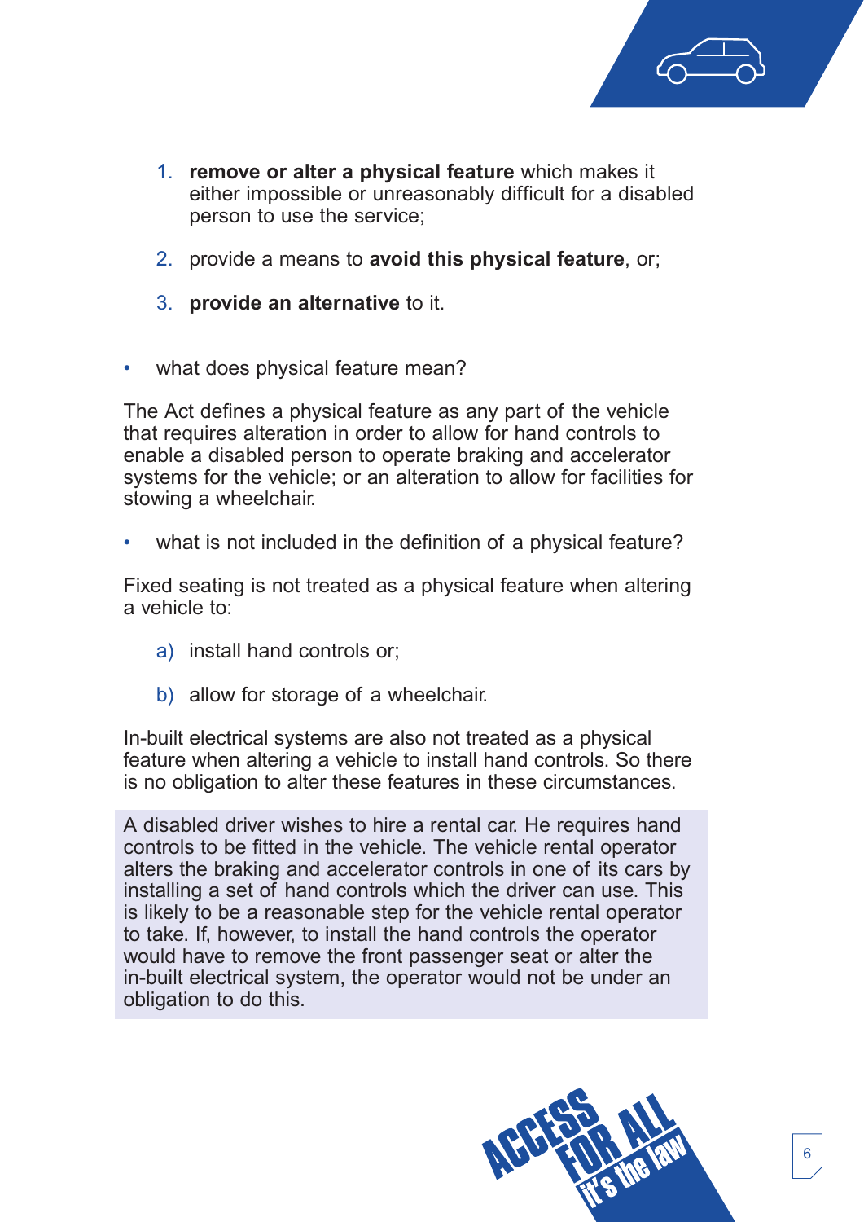1. **remove or alter a physical feature** which makes it either impossible or unreasonably difficult for a disabled person to use the service;

2. provide a means to **avoid this physical feature**, or;

3. **provide an alternative** to it.

- what does physical feature mean?

The Act defines a physical feature as any part of the vehicle that requires alteration in order to allow for hand controls to enable a disabled person to operate braking and accelerator systems for the vehicle; or an alteration to allow for facilities for stowing a wheelchair.

- what is not included in the definition of a physical feature?

Fixed seating is not treated as a physical feature when altering a vehicle to:

a) install hand controls or;

b) allow for storage of a wheelchair.

In-built electrical systems are also not treated as a physical feature when altering a vehicle to install hand controls. So there is no obligation to alter these features in these circumstances.

> A disabled driver wishes to hire a rental car. He requires hand controls to be fitted in the vehicle. The vehicle rental operator alters the braking and accelerator controls in one of its cars by installing a set of hand controls which the driver can use. This is likely to be a reasonable step for the vehicle rental operator to take. If, however, to install the hand controls the operator would have to remove the front passenger seat or alter the in-built electrical system, the operator would not be under an obligation to do this.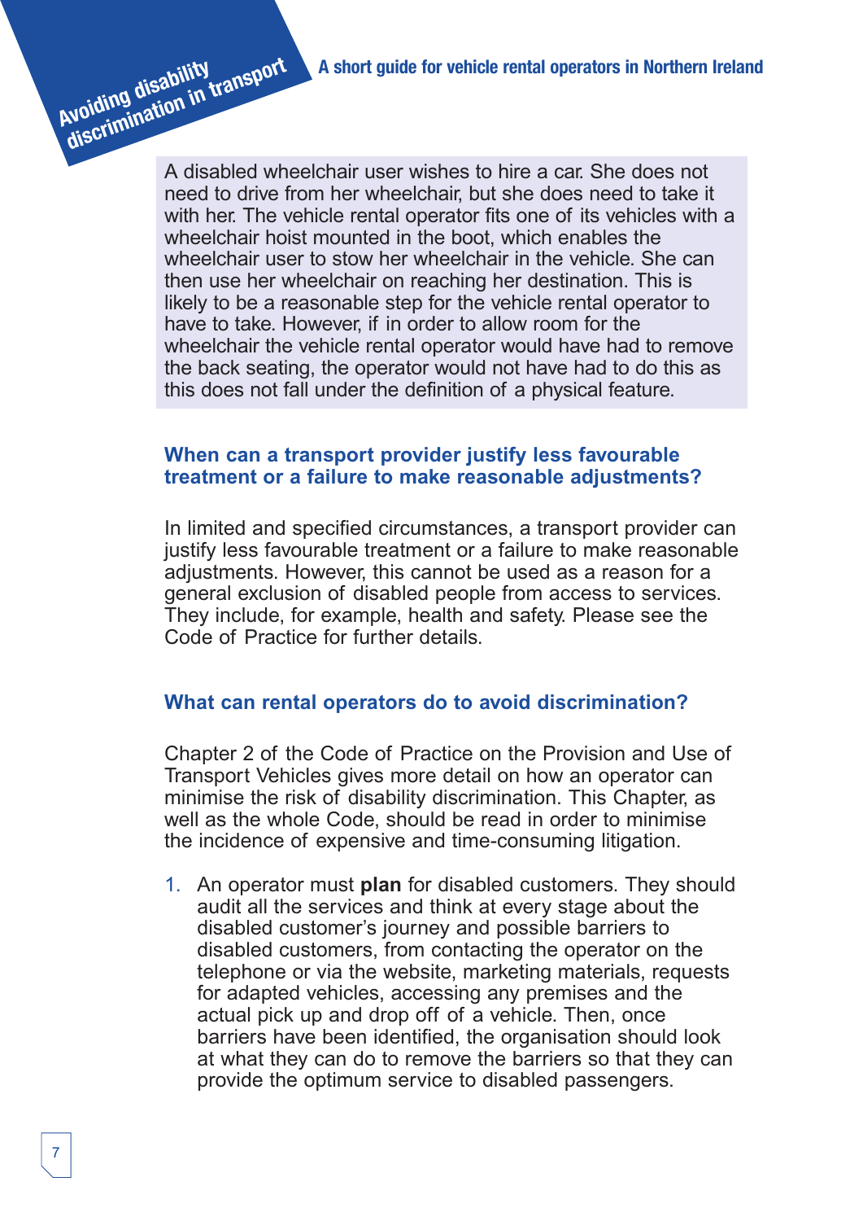A disabled wheelchair user wishes to hire a car. She does not need to drive from her wheelchair, but she does need to take it with her. The vehicle rental operator fits one of its vehicles with a wheelchair hoist mounted in the boot, which enables the wheelchair user to stow her wheelchair in the vehicle. She can then use her wheelchair on reaching her destination. This is likely to be a reasonable step for the vehicle rental operator to have to take. However, if in order to allow room for the wheelchair the vehicle rental operator would have had to remove the back seating, the operator would not have had to do this as this does not fall under the definition of a physical feature.

## When can a transport provider justify less favourable treatment or a failure to make reasonable adjustments?

In limited and specified circumstances, a transport provider can justify less favourable treatment or a failure to make reasonable adjustments. However, this cannot be used as a reason for a general exclusion of disabled people from access to services. They include, for example, health and safety. Please see the Code of Practice for further details.

## What can rental operators do to avoid discrimination?

Chapter 2 of the Code of Practice on the Provision and Use of Transport Vehicles gives more detail on how an operator can minimise the risk of disability discrimination. This Chapter, as well as the whole Code, should be read in order to minimise the incidence of expensive and time-consuming litigation.

1. An operator must **plan** for disabled customers. They should audit all the services and think at every stage about the disabled customer's journey and possible barriers to disabled customers, from contacting the operator on the telephone or via the website, marketing materials, requests for adapted vehicles, accessing any premises and the actual pick up and drop off of a vehicle. Then, once barriers have been identified, the organisation should look at what they can do to remove the barriers so that they can provide the optimum service to disabled passengers.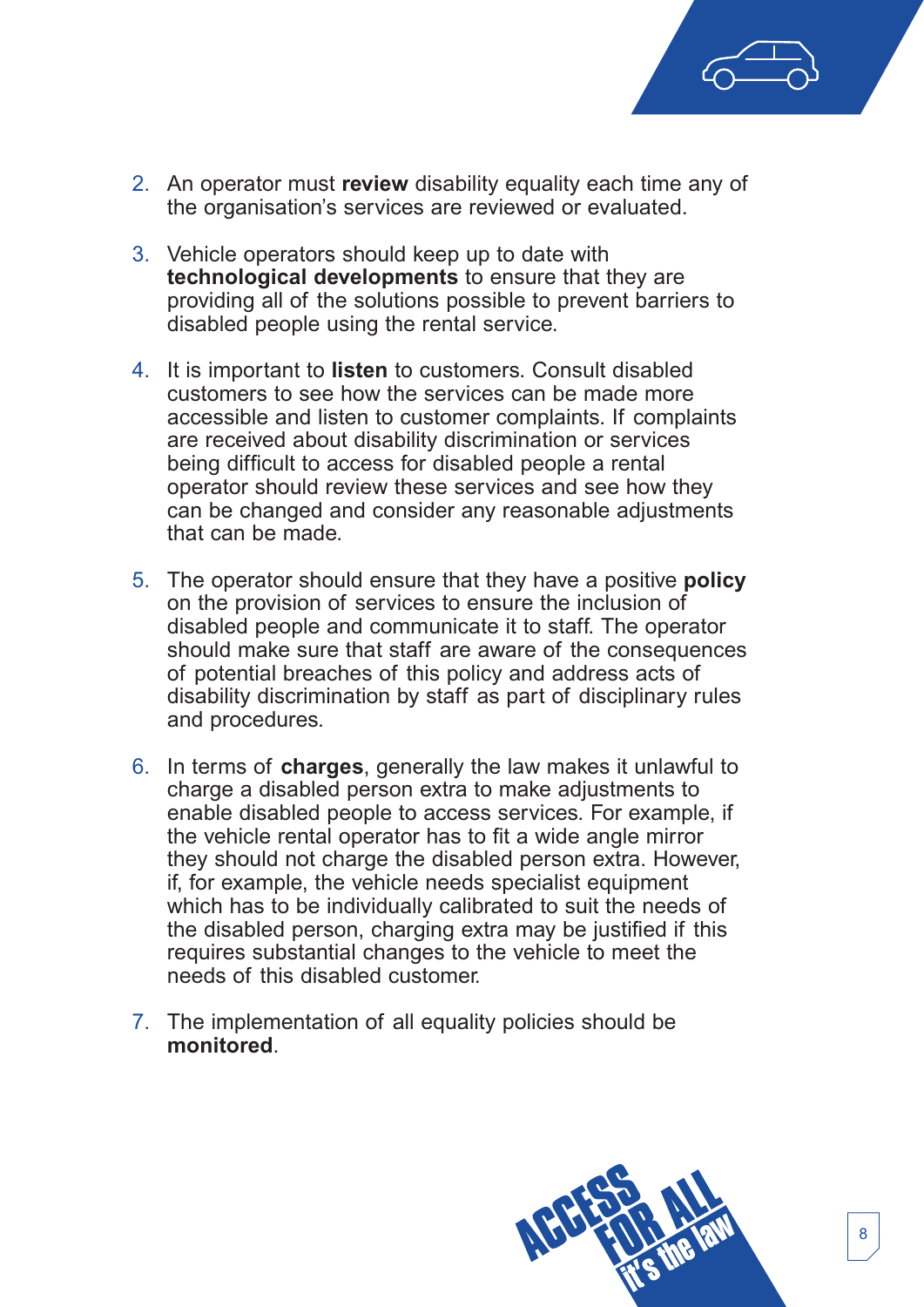2. An operator must **review** disability equality each time any of the organisation's services are reviewed or evaluated.

3. Vehicle operators should keep up to date with **technological developments** to ensure that they are providing all of the solutions possible to prevent barriers to disabled people using the rental service.

4. It is important to **listen** to customers. Consult disabled customers to see how the services can be made more accessible and listen to customer complaints. If complaints are received about disability discrimination or services being difficult to access for disabled people a rental operator should review these services and see how they can be changed and consider any reasonable adjustments that can be made.

5. The operator should ensure that they have a positive **policy** on the provision of services to ensure the inclusion of disabled people and communicate it to staff. The operator should make sure that staff are aware of the consequences of potential breaches of this policy and address acts of disability discrimination by staff as part of disciplinary rules and procedures.

6. In terms of **charges**, generally the law makes it unlawful to charge a disabled person extra to make adjustments to enable disabled people to access services. For example, if the vehicle rental operator has to fit a wide angle mirror they should not charge the disabled person extra. However, if, for example, the vehicle needs specialist equipment which has to be individually calibrated to suit the needs of the disabled person, charging extra may be justified if this requires substantial changes to the vehicle to meet the needs of this disabled customer.

7. The implementation of all equality policies should be **monitored**.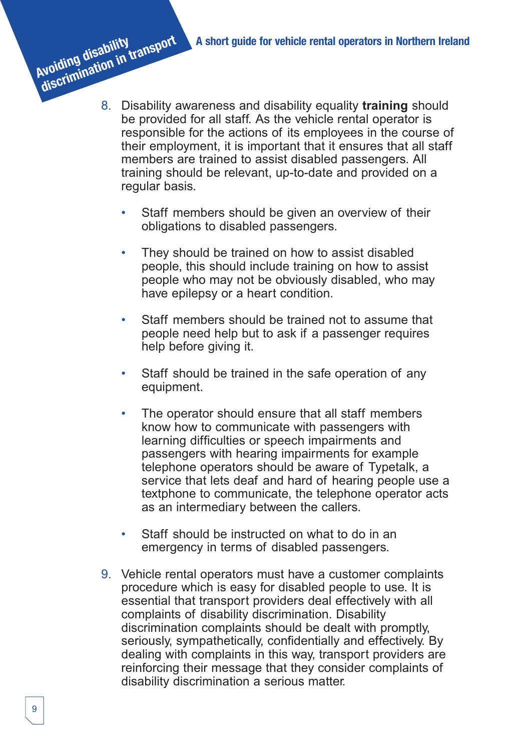8. Disability awareness and disability equality **training** should be provided for all staff. As the vehicle rental operator is responsible for the actions of its employees in the course of their employment, it is important that it ensures that all staff members are trained to assist disabled passengers. All training should be relevant, up-to-date and provided on a regular basis.

   - Staff members should be given an overview of their obligations to disabled passengers.
   - They should be trained on how to assist disabled people, this should include training on how to assist people who may not be obviously disabled, who may have epilepsy or a heart condition.
   - Staff members should be trained not to assume that people need help but to ask if a passenger requires help before giving it.
   - Staff should be trained in the safe operation of any equipment.
   - The operator should ensure that all staff members know how to communicate with passengers with learning difficulties or speech impairments and passengers with hearing impairments for example telephone operators should be aware of Typetalk, a service that lets deaf and hard of hearing people use a textphone to communicate, the telephone operator acts as an intermediary between the callers.
   - Staff should be instructed on what to do in an emergency in terms of disabled passengers.

9. Vehicle rental operators must have a customer complaints procedure which is easy for disabled people to use. It is essential that transport providers deal effectively with all complaints of disability discrimination. Disability discrimination complaints should be dealt with promptly, seriously, sympathetically, confidentially and effectively. By dealing with complaints in this way, transport providers are reinforcing their message that they consider complaints of disability discrimination a serious matter.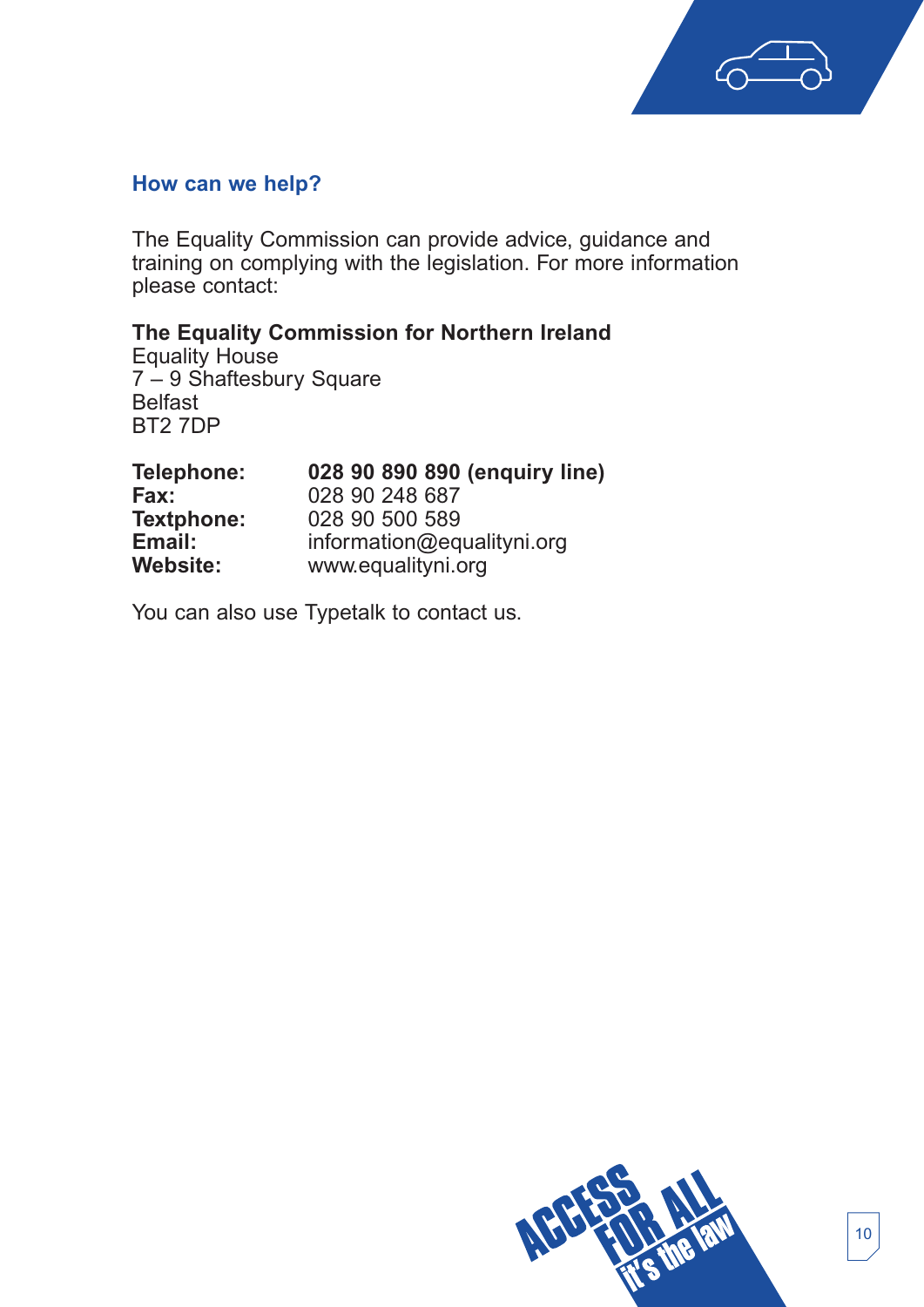## How can we help?

The Equality Commission can provide advice, guidance and training on complying with the legislation. For more information please contact:

**The Equality Commission for Northern Ireland**
Equality House
7 – 9 Shaftesbury Square
Belfast
BT2 7DP

**Telephone:** **028 90 890 890 (enquiry line)**
**Fax:** 028 90 248 687
**Textphone:** 028 90 500 589
**Email:** information@equalityni.org
**Website:** www.equalityni.org

You can also use Typetalk to contact us.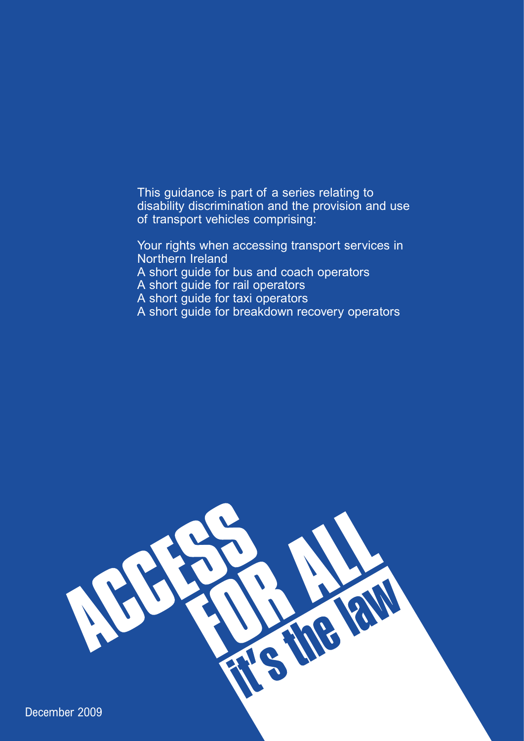This guidance is part of a series relating to disability discrimination and the provision and use of transport vehicles comprising:

Your rights when accessing transport services in Northern Ireland
A short guide for bus and coach operators
A short guide for rail operators
A short guide for taxi operators
A short guide for breakdown recovery operators

ACCESS FOR ALL it's the law

December 2009